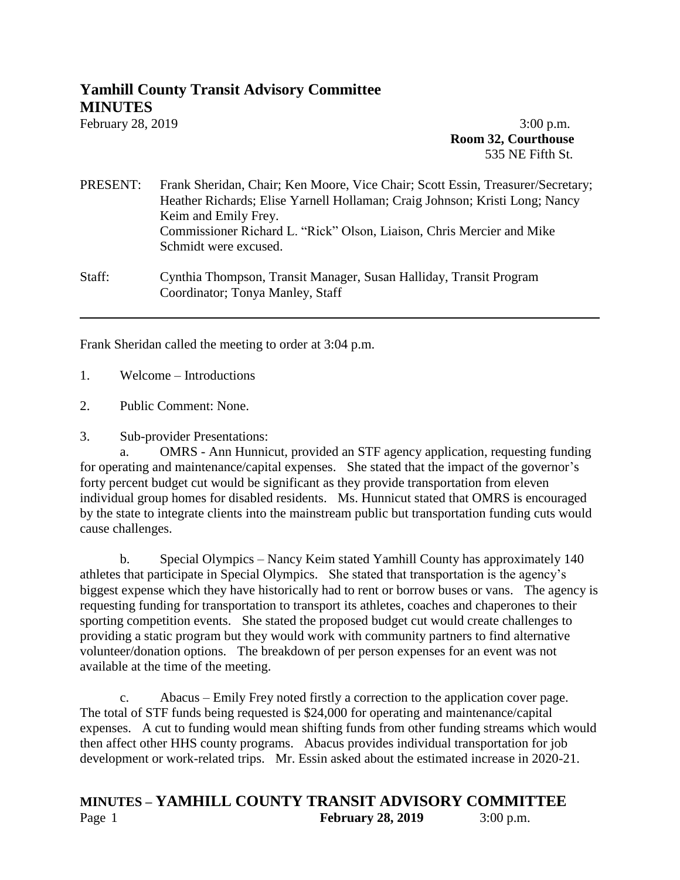# Yamhill County Transit Advisory Committee
# MINUTES

February 28, 2019 3:00 p.m.

**Room 32, Courthouse**
535 NE Fifth St.

PRESENT: Frank Sheridan, Chair; Ken Moore, Vice Chair; Scott Essin, Treasurer/Secretary; Heather Richards; Elise Yarnell Hollaman; Craig Johnson; Kristi Long; Nancy Keim and Emily Frey.
Commissioner Richard L. "Rick" Olson, Liaison, Chris Mercier and Mike Schmidt were excused.

Staff: Cynthia Thompson, Transit Manager, Susan Halliday, Transit Program Coordinator; Tonya Manley, Staff

---

Frank Sheridan called the meeting to order at 3:04 p.m.

1. Welcome – Introductions

2. Public Comment: None.

3. Sub-provider Presentations:

a. OMRS - Ann Hunnicut, provided an STF agency application, requesting funding for operating and maintenance/capital expenses. She stated that the impact of the governor's forty percent budget cut would be significant as they provide transportation from eleven individual group homes for disabled residents. Ms. Hunnicut stated that OMRS is encouraged by the state to integrate clients into the mainstream public but transportation funding cuts would cause challenges.

b. Special Olympics – Nancy Keim stated Yamhill County has approximately 140 athletes that participate in Special Olympics. She stated that transportation is the agency's biggest expense which they have historically had to rent or borrow buses or vans. The agency is requesting funding for transportation to transport its athletes, coaches and chaperones to their sporting competition events. She stated the proposed budget cut would create challenges to providing a static program but they would work with community partners to find alternative volunteer/donation options. The breakdown of per person expenses for an event was not available at the time of the meeting.

c. Abacus – Emily Frey noted firstly a correction to the application cover page. The total of STF funds being requested is $24,000 for operating and maintenance/capital expenses. A cut to funding would mean shifting funds from other funding streams which would then affect other HHS county programs. Abacus provides individual transportation for job development or work-related trips. Mr. Essin asked about the estimated increase in 2020-21.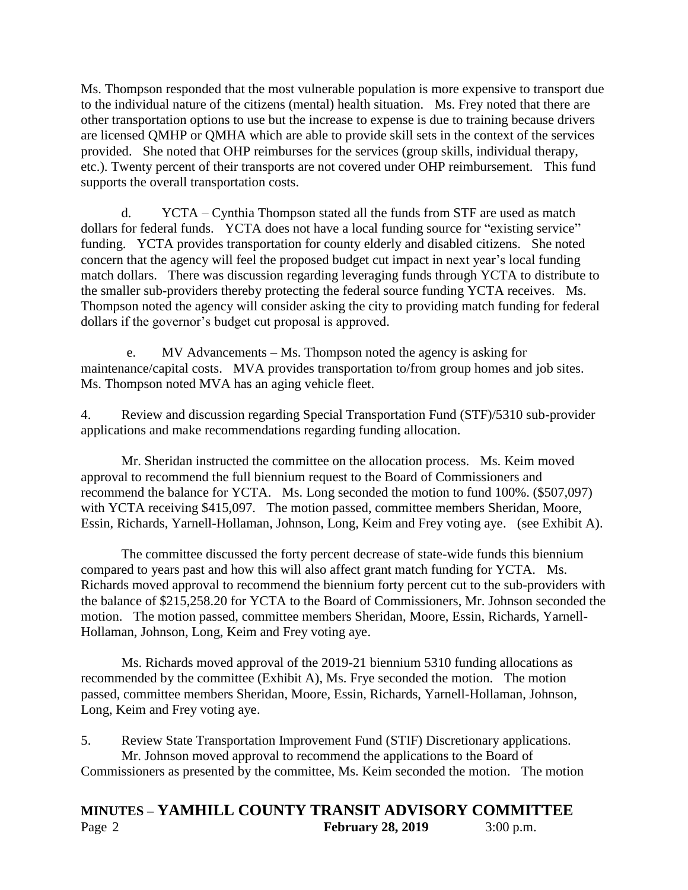Ms. Thompson responded that the most vulnerable population is more expensive to transport due to the individual nature of the citizens (mental) health situation. Ms. Frey noted that there are other transportation options to use but the increase to expense is due to training because drivers are licensed QMHP or QMHA which are able to provide skill sets in the context of the services provided. She noted that OHP reimburses for the services (group skills, individual therapy, etc.). Twenty percent of their transports are not covered under OHP reimbursement. This fund supports the overall transportation costs.

d. YCTA – Cynthia Thompson stated all the funds from STF are used as match dollars for federal funds. YCTA does not have a local funding source for "existing service" funding. YCTA provides transportation for county elderly and disabled citizens. She noted concern that the agency will feel the proposed budget cut impact in next year's local funding match dollars. There was discussion regarding leveraging funds through YCTA to distribute to the smaller sub-providers thereby protecting the federal source funding YCTA receives. Ms. Thompson noted the agency will consider asking the city to providing match funding for federal dollars if the governor's budget cut proposal is approved.

e. MV Advancements – Ms. Thompson noted the agency is asking for maintenance/capital costs. MVA provides transportation to/from group homes and job sites. Ms. Thompson noted MVA has an aging vehicle fleet.

4. Review and discussion regarding Special Transportation Fund (STF)/5310 sub-provider applications and make recommendations regarding funding allocation.

Mr. Sheridan instructed the committee on the allocation process. Ms. Keim moved approval to recommend the full biennium request to the Board of Commissioners and recommend the balance for YCTA. Ms. Long seconded the motion to fund 100%. ($507,097) with YCTA receiving $415,097. The motion passed, committee members Sheridan, Moore, Essin, Richards, Yarnell-Hollaman, Johnson, Long, Keim and Frey voting aye. (see Exhibit A).

The committee discussed the forty percent decrease of state-wide funds this biennium compared to years past and how this will also affect grant match funding for YCTA. Ms. Richards moved approval to recommend the biennium forty percent cut to the sub-providers with the balance of $215,258.20 for YCTA to the Board of Commissioners, Mr. Johnson seconded the motion. The motion passed, committee members Sheridan, Moore, Essin, Richards, Yarnell-Hollaman, Johnson, Long, Keim and Frey voting aye.

Ms. Richards moved approval of the 2019-21 biennium 5310 funding allocations as recommended by the committee (Exhibit A), Ms. Frye seconded the motion. The motion passed, committee members Sheridan, Moore, Essin, Richards, Yarnell-Hollaman, Johnson, Long, Keim and Frey voting aye.

5. Review State Transportation Improvement Fund (STIF) Discretionary applications.

Mr. Johnson moved approval to recommend the applications to the Board of Commissioners as presented by the committee, Ms. Keim seconded the motion. The motion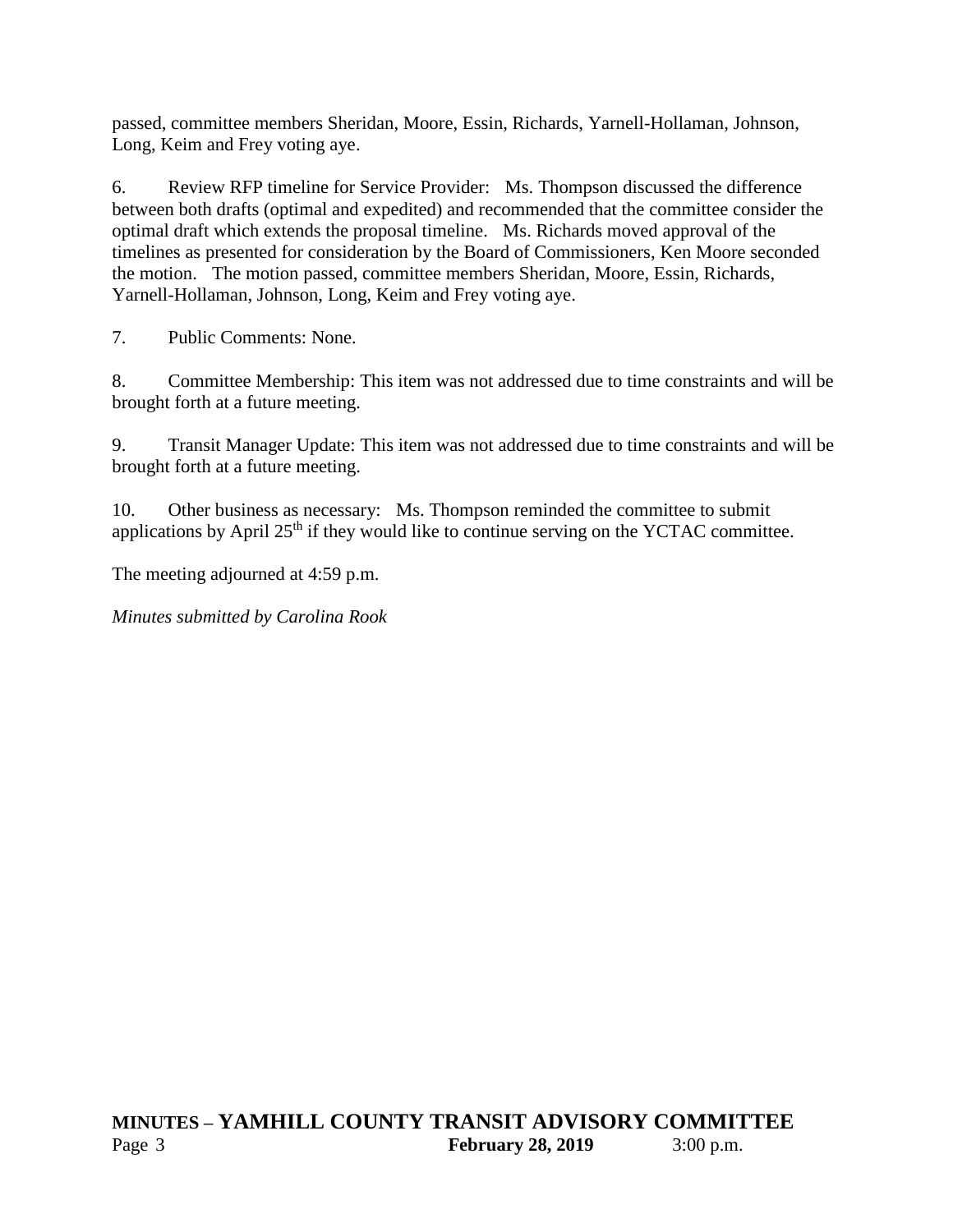passed, committee members Sheridan, Moore, Essin, Richards, Yarnell-Hollaman, Johnson, Long, Keim and Frey voting aye.

6. Review RFP timeline for Service Provider: Ms. Thompson discussed the difference between both drafts (optimal and expedited) and recommended that the committee consider the optimal draft which extends the proposal timeline. Ms. Richards moved approval of the timelines as presented for consideration by the Board of Commissioners, Ken Moore seconded the motion. The motion passed, committee members Sheridan, Moore, Essin, Richards, Yarnell-Hollaman, Johnson, Long, Keim and Frey voting aye.

7. Public Comments: None.

8. Committee Membership: This item was not addressed due to time constraints and will be brought forth at a future meeting.

9. Transit Manager Update: This item was not addressed due to time constraints and will be brought forth at a future meeting.

10. Other business as necessary: Ms. Thompson reminded the committee to submit applications by April 25th if they would like to continue serving on the YCTAC committee.

The meeting adjourned at 4:59 p.m.

*Minutes submitted by Carolina Rook*